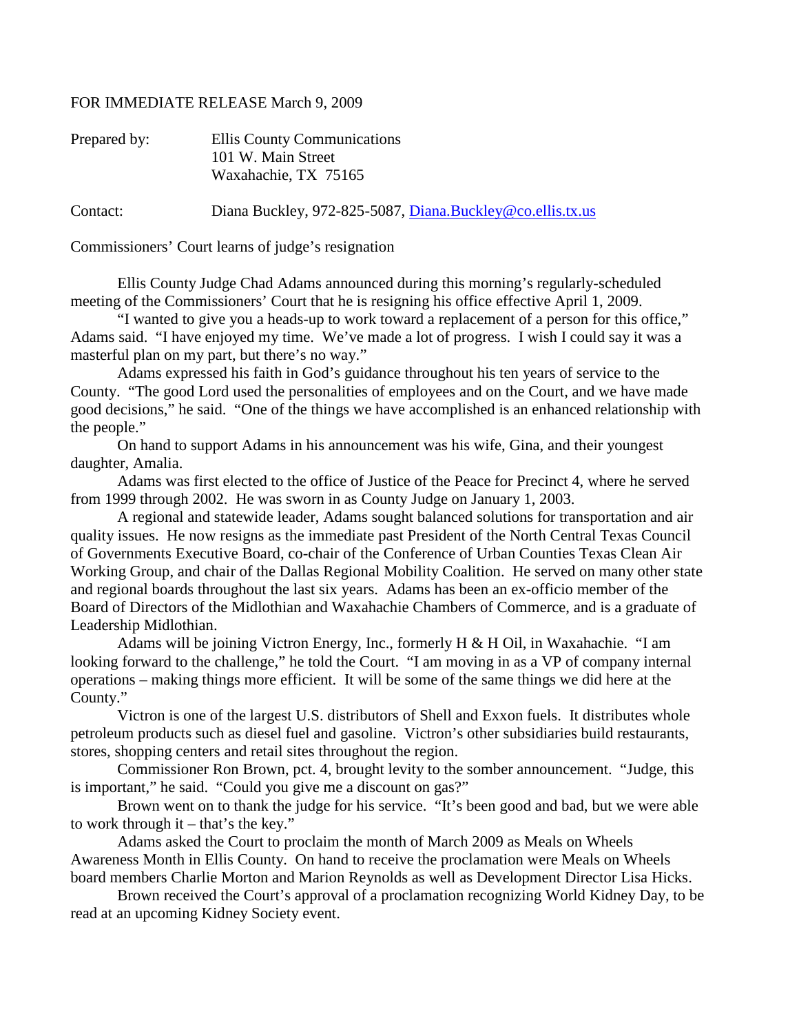FOR IMMEDIATE RELEASE March 9, 2009

Prepared by: Ellis County Communications
101 W. Main Street
Waxahachie, TX 75165

Contact: Diana Buckley, 972-825-5087, Diana.Buckley@co.ellis.tx.us

Commissioners' Court learns of judge's resignation

Ellis County Judge Chad Adams announced during this morning's regularly-scheduled meeting of the Commissioners' Court that he is resigning his office effective April 1, 2009.

"I wanted to give you a heads-up to work toward a replacement of a person for this office," Adams said. "I have enjoyed my time. We've made a lot of progress. I wish I could say it was a masterful plan on my part, but there's no way."

Adams expressed his faith in God's guidance throughout his ten years of service to the County. "The good Lord used the personalities of employees and on the Court, and we have made good decisions," he said. "One of the things we have accomplished is an enhanced relationship with the people."

On hand to support Adams in his announcement was his wife, Gina, and their youngest daughter, Amalia.

Adams was first elected to the office of Justice of the Peace for Precinct 4, where he served from 1999 through 2002. He was sworn in as County Judge on January 1, 2003.

A regional and statewide leader, Adams sought balanced solutions for transportation and air quality issues. He now resigns as the immediate past President of the North Central Texas Council of Governments Executive Board, co-chair of the Conference of Urban Counties Texas Clean Air Working Group, and chair of the Dallas Regional Mobility Coalition. He served on many other state and regional boards throughout the last six years. Adams has been an ex-officio member of the Board of Directors of the Midlothian and Waxahachie Chambers of Commerce, and is a graduate of Leadership Midlothian.

Adams will be joining Victron Energy, Inc., formerly H & H Oil, in Waxahachie. "I am looking forward to the challenge," he told the Court. "I am moving in as a VP of company internal operations – making things more efficient. It will be some of the same things we did here at the County."

Victron is one of the largest U.S. distributors of Shell and Exxon fuels. It distributes whole petroleum products such as diesel fuel and gasoline. Victron's other subsidiaries build restaurants, stores, shopping centers and retail sites throughout the region.

Commissioner Ron Brown, pct. 4, brought levity to the somber announcement. "Judge, this is important," he said. "Could you give me a discount on gas?"

Brown went on to thank the judge for his service. "It's been good and bad, but we were able to work through it – that's the key."

Adams asked the Court to proclaim the month of March 2009 as Meals on Wheels Awareness Month in Ellis County. On hand to receive the proclamation were Meals on Wheels board members Charlie Morton and Marion Reynolds as well as Development Director Lisa Hicks.

Brown received the Court's approval of a proclamation recognizing World Kidney Day, to be read at an upcoming Kidney Society event.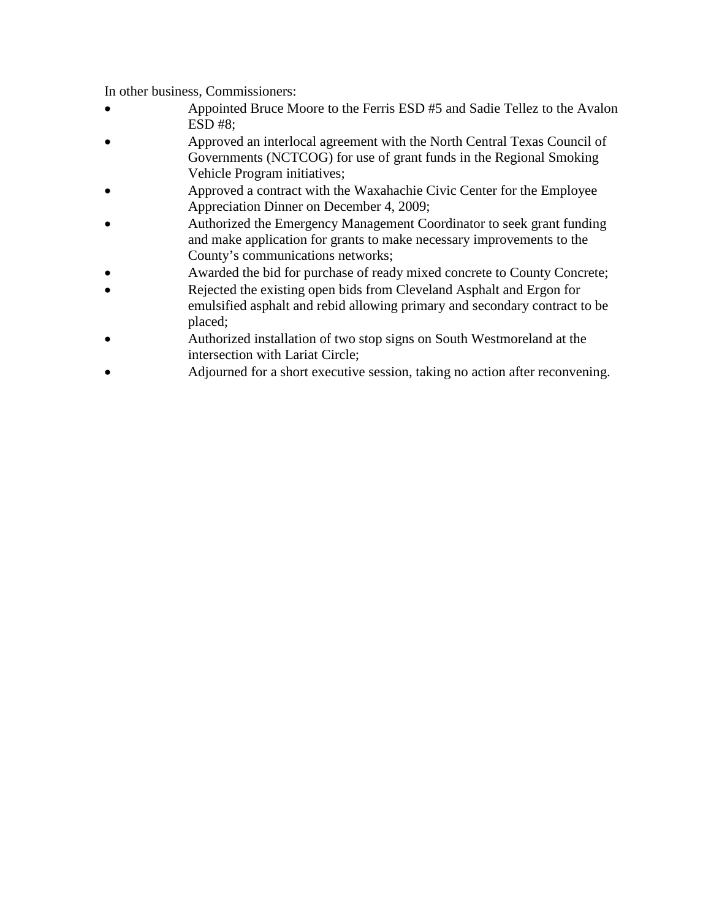In other business, Commissioners:

- Appointed Bruce Moore to the Ferris ESD #5 and Sadie Tellez to the Avalon ESD #8;
- Approved an interlocal agreement with the North Central Texas Council of Governments (NCTCOG) for use of grant funds in the Regional Smoking Vehicle Program initiatives;
- Approved a contract with the Waxahachie Civic Center for the Employee Appreciation Dinner on December 4, 2009;
- Authorized the Emergency Management Coordinator to seek grant funding and make application for grants to make necessary improvements to the County's communications networks;
- Awarded the bid for purchase of ready mixed concrete to County Concrete;
- Rejected the existing open bids from Cleveland Asphalt and Ergon for emulsified asphalt and rebid allowing primary and secondary contract to be placed;
- Authorized installation of two stop signs on South Westmoreland at the intersection with Lariat Circle;
- Adjourned for a short executive session, taking no action after reconvening.